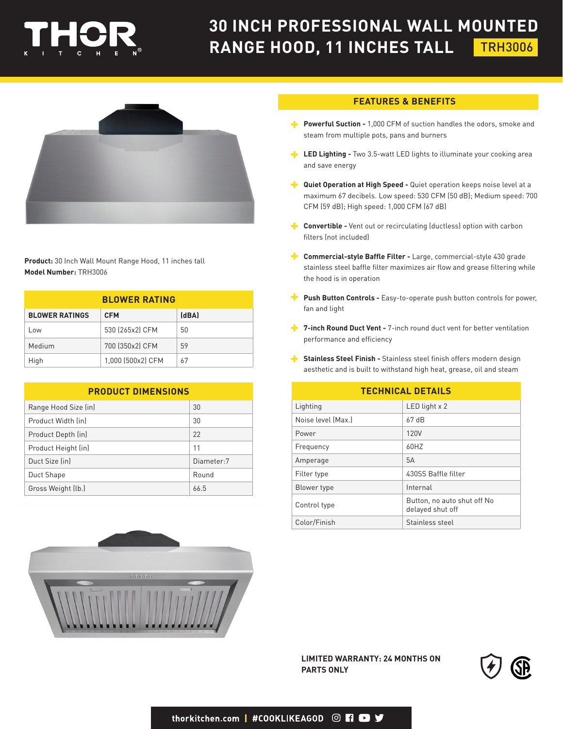# 30 INCH PROFESSIONAL WALL MOUNTED RANGE HOOD, 11 INCHES TALL

TRH3006

**Product:** 30 Inch Wall Mount Range Hood, 11 inches tall
**Model Number:** TRH3006

## BLOWER RATING

| BLOWER RATINGS | CFM | (dBA) |
|---|---|---|
| Low | 530 (265x2) CFM | 50 |
| Medium | 700 (350x2) CFM | 59 |
| High | 1,000 (500x2) CFM | 67 |

## PRODUCT DIMENSIONS

| | |
|---|---|
| Range Hood Size (in) | 30 |
| Product Width (in) | 30 |
| Product Depth (in) | 22 |
| Product Height (in) | 11 |
| Duct Size (in) | Diameter:7 |
| Duct Shape | Round |
| Gross Weight (lb.) | 66.5 |

## FEATURES & BENEFITS

- **Powerful Suction -** 1,000 CFM of suction handles the odors, smoke and steam from multiple pots, pans and burners
- **LED Lighting -** Two 3.5-watt LED lights to illuminate your cooking area and save energy
- **Quiet Operation at High Speed -** Quiet operation keeps noise level at a maximum 67 decibels. Low speed: 530 CFM (50 dB); Medium speed: 700 CFM (59 dB); High speed: 1,000 CFM (67 dB)
- **Convertible -** Vent out or recirculating (ductless) option with carbon filters (not included)
- **Commercial-style Baffle Filter -** Large, commercial-style 430 grade stainless steel baffle filter maximizes air flow and grease filtering while the hood is in operation
- **Push Button Controls -** Easy-to-operate push button controls for power, fan and light
- **7-inch Round Duct Vent -** 7-inch round duct vent for better ventilation performance and efficiency
- **Stainless Steel Finish -** Stainless steel finish offers modern design aesthetic and is built to withstand high heat, grease, oil and steam

## TECHNICAL DETAILS

| | |
|---|---|
| Lighting | LED light x 2 |
| Noise level (Max.) | 67 dB |
| Power | 120V |
| Frequency | 60HZ |
| Amperage | 5A |
| Filter type | 430SS Baffle filter |
| Blower type | Internal |
| Control type | Button, no auto shut off No delayed shut off |
| Color/Finish | Stainless steel |

**LIMITED WARRANTY: 24 MONTHS ON PARTS ONLY**

thorkitchen.com | #COOKLIKEAGOD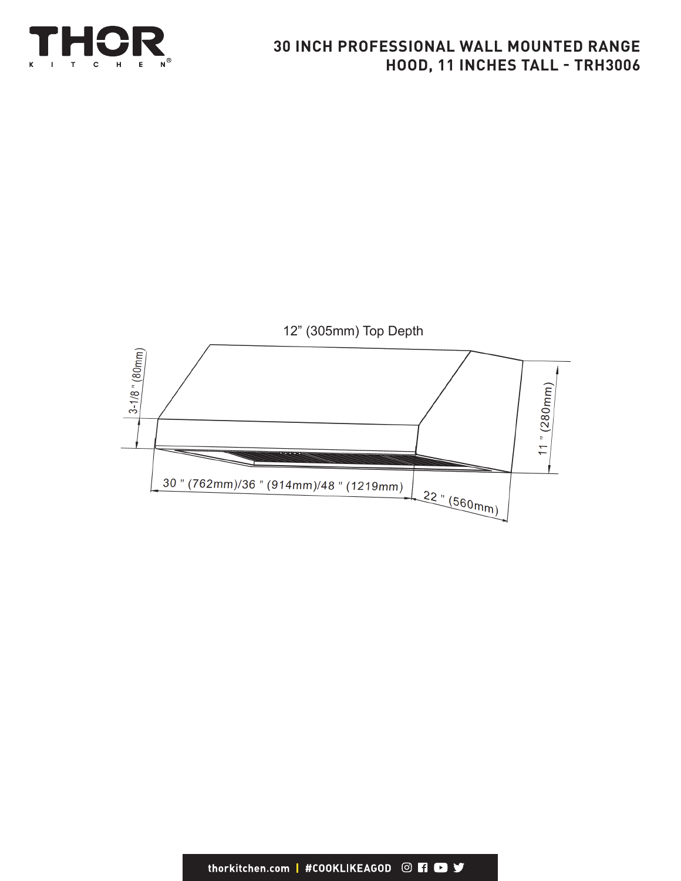# 30 INCH PROFESSIONAL WALL MOUNTED RANGE HOOD, 11 INCHES TALL - TRH3006

12” (305mm) Top Depth

3-1/8 " (80mm)

11 " (280mm)

30 " (762mm)/36 " (914mm)/48 " (1219mm)

22 " (560mm)